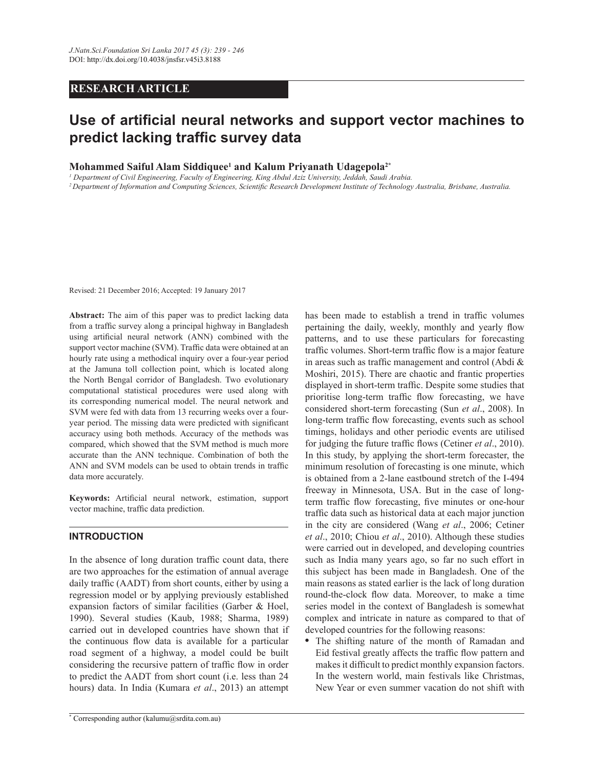RESEARCH ARTICLE

# Use of artificial neural networks and support vector machines to predict lacking traffic survey data

**Mohammed Saiful Alam Siddiquee[1] and Kalum Priyanath Udagepola[2*]**

*[1] Department of Civil Engineering, Faculty of Engineering, King Abdul Aziz University, Jeddah, Saudi Arabia.*
*[2] Department of Information and Computing Sciences, Scientific Research Development Institute of Technology Australia, Brisbane, Australia.*

Revised: 21 December 2016; Accepted: 19 January 2017

**Abstract:** The aim of this paper was to predict lacking data from a traffic survey along a principal highway in Bangladesh using artificial neural network (ANN) combined with the support vector machine (SVM). Traffic data were obtained at an hourly rate using a methodical inquiry over a four-year period at the Jamuna toll collection point, which is located along the North Bengal corridor of Bangladesh. Two evolutionary computational statistical procedures were used along with its corresponding numerical model. The neural network and SVM were fed with data from 13 recurring weeks over a four-year period. The missing data were predicted with significant accuracy using both methods. Accuracy of the methods was compared, which showed that the SVM method is much more accurate than the ANN technique. Combination of both the ANN and SVM models can be used to obtain trends in traffic data more accurately.

**Keywords:** Artificial neural network, estimation, support vector machine, traffic data prediction.

## INTRODUCTION

In the absence of long duration traffic count data, there are two approaches for the estimation of annual average daily traffic (AADT) from short counts, either by using a regression model or by applying previously established expansion factors of similar facilities (Garber & Hoel, 1990). Several studies (Kaub, 1988; Sharma, 1989) carried out in developed countries have shown that if the continuous flow data is available for a particular road segment of a highway, a model could be built considering the recursive pattern of traffic flow in order to predict the AADT from short count (i.e. less than 24 hours) data. In India (Kumara *et al*., 2013) an attempt has been made to establish a trend in traffic volumes pertaining the daily, weekly, monthly and yearly flow patterns, and to use these particulars for forecasting traffic volumes. Short-term traffic flow is a major feature in areas such as traffic management and control (Abdi & Moshiri, 2015). There are chaotic and frantic properties displayed in short-term traffic. Despite some studies that prioritise long-term traffic flow forecasting, we have considered short-term forecasting (Sun *et al*., 2008). In long-term traffic flow forecasting, events such as school timings, holidays and other periodic events are utilised for judging the future traffic flows (Cetiner *et al*., 2010). In this study, by applying the short-term forecaster, the minimum resolution of forecasting is one minute, which is obtained from a 2-lane eastbound stretch of the I-494 freeway in Minnesota, USA. But in the case of long-term traffic flow forecasting, five minutes or one-hour traffic data such as historical data at each major junction in the city are considered (Wang *et al*., 2006; Cetiner *et al*., 2010; Chiou *et al*., 2010). Although these studies were carried out in developed, and developing countries such as India many years ago, so far no such effort in this subject has been made in Bangladesh. One of the main reasons as stated earlier is the lack of long duration round-the-clock flow data. Moreover, to make a time series model in the context of Bangladesh is somewhat complex and intricate in nature as compared to that of developed countries for the following reasons:

- The shifting nature of the month of Ramadan and Eid festival greatly affects the traffic flow pattern and makes it difficult to predict monthly expansion factors. In the western world, main festivals like Christmas, New Year or even summer vacation do not shift with

[*] Corresponding author (kalumu@srdita.com.au)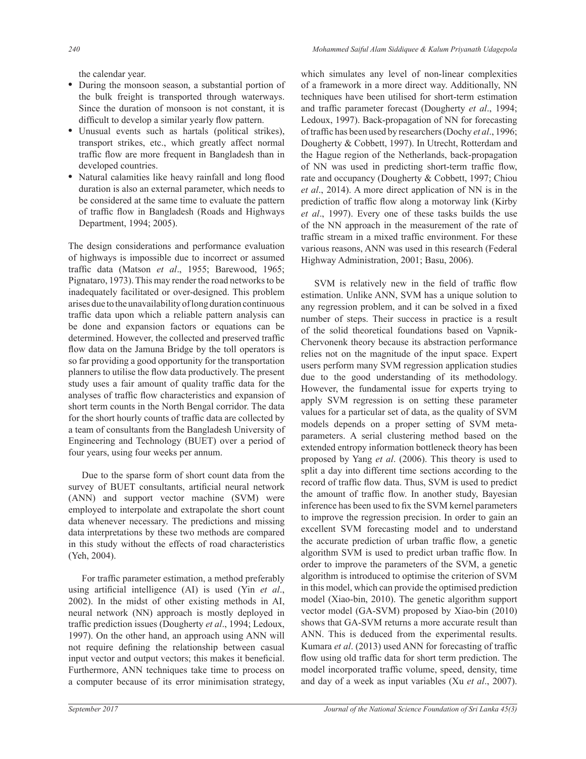the calendar year.

- During the monsoon season, a substantial portion of the bulk freight is transported through waterways. Since the duration of monsoon is not constant, it is difficult to develop a similar yearly flow pattern.
- Unusual events such as hartals (political strikes), transport strikes, etc., which greatly affect normal traffic flow are more frequent in Bangladesh than in developed countries.
- Natural calamities like heavy rainfall and long flood duration is also an external parameter, which needs to be considered at the same time to evaluate the pattern of traffic flow in Bangladesh (Roads and Highways Department, 1994; 2005).

The design considerations and performance evaluation of highways is impossible due to incorrect or assumed traffic data (Matson *et al*., 1955; Barewood, 1965; Pignataro, 1973). This may render the road networks to be inadequately facilitated or over-designed. This problem arises due to the unavailability of long duration continuous traffic data upon which a reliable pattern analysis can be done and expansion factors or equations can be determined. However, the collected and preserved traffic flow data on the Jamuna Bridge by the toll operators is so far providing a good opportunity for the transportation planners to utilise the flow data productively. The present study uses a fair amount of quality traffic data for the analyses of traffic flow characteristics and expansion of short term counts in the North Bengal corridor. The data for the short hourly counts of traffic data are collected by a team of consultants from the Bangladesh University of Engineering and Technology (BUET) over a period of four years, using four weeks per annum.

Due to the sparse form of short count data from the survey of BUET consultants, artificial neural network (ANN) and support vector machine (SVM) were employed to interpolate and extrapolate the short count data whenever necessary. The predictions and missing data interpretations by these two methods are compared in this study without the effects of road characteristics (Yeh, 2004).

For traffic parameter estimation, a method preferably using artificial intelligence (AI) is used (Yin *et al*., 2002). In the midst of other existing methods in AI, neural network (NN) approach is mostly deployed in traffic prediction issues (Dougherty *et al*., 1994; Ledoux, 1997). On the other hand, an approach using ANN will not require defining the relationship between casual input vector and output vectors; this makes it beneficial. Furthermore, ANN techniques take time to process on a computer because of its error minimisation strategy, which simulates any level of non-linear complexities of a framework in a more direct way. Additionally, NN techniques have been utilised for short-term estimation and traffic parameter forecast (Dougherty *et al*., 1994; Ledoux, 1997). Back-propagation of NN for forecasting of traffic has been used by researchers (Dochy *et al*., 1996; Dougherty & Cobbett, 1997). In Utrecht, Rotterdam and the Hague region of the Netherlands, back-propagation of NN was used in predicting short-term traffic flow, rate and occupancy (Dougherty & Cobbett, 1997; Chiou *et al*., 2014). A more direct application of NN is in the prediction of traffic flow along a motorway link (Kirby *et al*., 1997). Every one of these tasks builds the use of the NN approach in the measurement of the rate of traffic stream in a mixed traffic environment. For these various reasons, ANN was used in this research (Federal Highway Administration, 2001; Basu, 2006).

SVM is relatively new in the field of traffic flow estimation. Unlike ANN, SVM has a unique solution to any regression problem, and it can be solved in a fixed number of steps. Their success in practice is a result of the solid theoretical foundations based on Vapnik-Chervonenk theory because its abstraction performance relies not on the magnitude of the input space. Expert users perform many SVM regression application studies due to the good understanding of its methodology. However, the fundamental issue for experts trying to apply SVM regression is on setting these parameter values for a particular set of data, as the quality of SVM models depends on a proper setting of SVM meta-parameters. A serial clustering method based on the extended entropy information bottleneck theory has been proposed by Yang *et al*. (2006). This theory is used to split a day into different time sections according to the record of traffic flow data. Thus, SVM is used to predict the amount of traffic flow. In another study, Bayesian inference has been used to fix the SVM kernel parameters to improve the regression precision. In order to gain an excellent SVM forecasting model and to understand the accurate prediction of urban traffic flow, a genetic algorithm SVM is used to predict urban traffic flow. In order to improve the parameters of the SVM, a genetic algorithm is introduced to optimise the criterion of SVM in this model, which can provide the optimised prediction model (Xiao-bin, 2010). The genetic algorithm support vector model (GA-SVM) proposed by Xiao-bin (2010) shows that GA-SVM returns a more accurate result than ANN. This is deduced from the experimental results. Kumara *et al*. (2013) used ANN for forecasting of traffic flow using old traffic data for short term prediction. The model incorporated traffic volume, speed, density, time and day of a week as input variables (Xu *et al*., 2007).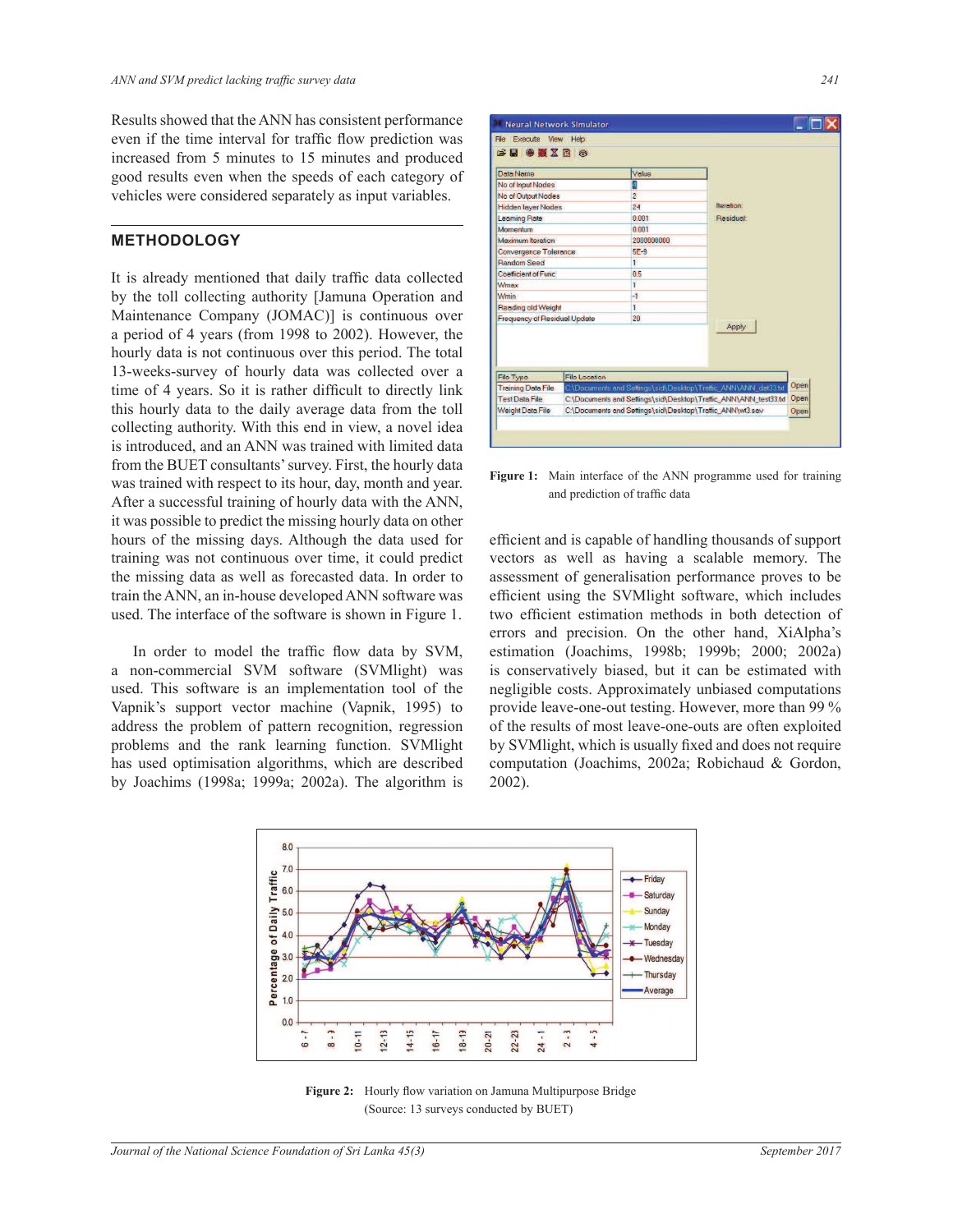Results showed that the ANN has consistent performance even if the time interval for traffic flow prediction was increased from 5 minutes to 15 minutes and produced good results even when the speeds of each category of vehicles were considered separately as input variables.

## METHODOLOGY

It is already mentioned that daily traffic data collected by the toll collecting authority [Jamuna Operation and Maintenance Company (JOMAC)] is continuous over a period of 4 years (from 1998 to 2002). However, the hourly data is not continuous over this period. The total 13-weeks-survey of hourly data was collected over a time of 4 years. So it is rather difficult to directly link this hourly data to the daily average data from the toll collecting authority. With this end in view, a novel idea is introduced, and an ANN was trained with limited data from the BUET consultants' survey. First, the hourly data was trained with respect to its hour, day, month and year. After a successful training of hourly data with the ANN, it was possible to predict the missing hourly data on other hours of the missing days. Although the data used for training was not continuous over time, it could predict the missing data as well as forecasted data. In order to train the ANN, an in-house developed ANN software was used. The interface of the software is shown in Figure 1.

In order to model the traffic flow data by SVM, a non-commercial SVM software (SVMlight) was used. This software is an implementation tool of the Vapnik's support vector machine (Vapnik, 1995) to address the problem of pattern recognition, regression problems and the rank learning function. SVMlight has used optimisation algorithms, which are described by Joachims (1998a; 1999a; 2002a). The algorithm is efficient and is capable of handling thousands of support vectors as well as having a scalable memory. The assessment of generalisation performance proves to be efficient using the SVMlight software, which includes two efficient estimation methods in both detection of errors and precision. On the other hand, XiAlpha's estimation (Joachims, 1998b; 1999b; 2000; 2002a) is conservatively biased, but it can be estimated with negligible costs. Approximately unbiased computations provide leave-one-out testing. However, more than 99 % of the results of most leave-one-outs are often exploited by SVMlight, which is usually fixed and does not require computation (Joachims, 2002a; Robichaud & Gordon, 2002).

**Figure 1:** Main interface of the ANN programme used for training and prediction of traffic data

**Figure 2:** Hourly flow variation on Jamuna Multipurpose Bridge (Source: 13 surveys conducted by BUET)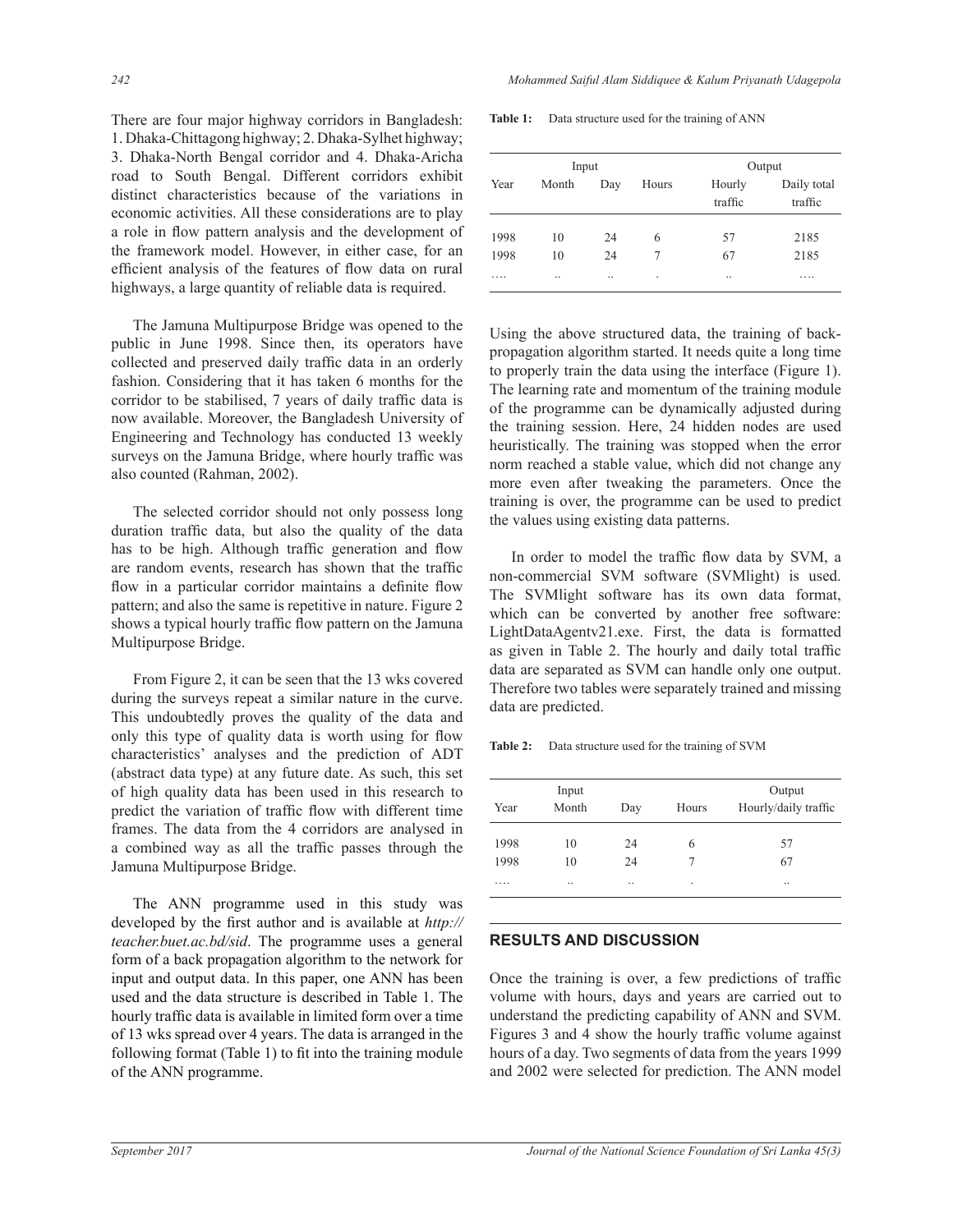There are four major highway corridors in Bangladesh: 1. Dhaka-Chittagong highway; 2. Dhaka-Sylhet highway; 3. Dhaka-North Bengal corridor and 4. Dhaka-Aricha road to South Bengal. Different corridors exhibit distinct characteristics because of the variations in economic activities. All these considerations are to play a role in flow pattern analysis and the development of the framework model. However, in either case, for an efficient analysis of the features of flow data on rural highways, a large quantity of reliable data is required.

The Jamuna Multipurpose Bridge was opened to the public in June 1998. Since then, its operators have collected and preserved daily traffic data in an orderly fashion. Considering that it has taken 6 months for the corridor to be stabilised, 7 years of daily traffic data is now available. Moreover, the Bangladesh University of Engineering and Technology has conducted 13 weekly surveys on the Jamuna Bridge, where hourly traffic was also counted (Rahman, 2002).

The selected corridor should not only possess long duration traffic data, but also the quality of the data has to be high. Although traffic generation and flow are random events, research has shown that the traffic flow in a particular corridor maintains a definite flow pattern; and also the same is repetitive in nature. Figure 2 shows a typical hourly traffic flow pattern on the Jamuna Multipurpose Bridge.

From Figure 2, it can be seen that the 13 wks covered during the surveys repeat a similar nature in the curve. This undoubtedly proves the quality of the data and only this type of quality data is worth using for flow characteristics' analyses and the prediction of ADT (abstract data type) at any future date. As such, this set of high quality data has been used in this research to predict the variation of traffic flow with different time frames. The data from the 4 corridors are analysed in a combined way as all the traffic passes through the Jamuna Multipurpose Bridge.

The ANN programme used in this study was developed by the first author and is available at *http://teacher.buet.ac.bd/sid*. The programme uses a general form of a back propagation algorithm to the network for input and output data. In this paper, one ANN has been used and the data structure is described in Table 1. The hourly traffic data is available in limited form over a time of 13 wks spread over 4 years. The data is arranged in the following format (Table 1) to fit into the training module of the ANN programme.

**Table 1:** Data structure used for the training of ANN

| Input | | | | Output | |
|---|---|---|---|---|---|
| Year | Month | Day | Hours | Hourly traffic | Daily total traffic |
| 1998 | 10 | 24 | 6 | 57 | 2185 |
| 1998 | 10 | 24 | 7 | 67 | 2185 |
| …. | .. | .. | . | .. | …. |

Using the above structured data, the training of back-propagation algorithm started. It needs quite a long time to properly train the data using the interface (Figure 1). The learning rate and momentum of the training module of the programme can be dynamically adjusted during the training session. Here, 24 hidden nodes are used heuristically. The training was stopped when the error norm reached a stable value, which did not change any more even after tweaking the parameters. Once the training is over, the programme can be used to predict the values using existing data patterns.

In order to model the traffic flow data by SVM, a non-commercial SVM software (SVMlight) is used. The SVMlight software has its own data format, which can be converted by another free software: LightDataAgentv21.exe. First, the data is formatted as given in Table 2. The hourly and daily total traffic data are separated as SVM can handle only one output. Therefore two tables were separately trained and missing data are predicted.

**Table 2:** Data structure used for the training of SVM

| Input | | | | Output |
|---|---|---|---|---|
| Year | Month | Day | Hours | Hourly/daily traffic |
| 1998 | 10 | 24 | 6 | 57 |
| 1998 | 10 | 24 | 7 | 67 |
| …. | .. | .. | . | .. |

## RESULTS AND DISCUSSION

Once the training is over, a few predictions of traffic volume with hours, days and years are carried out to understand the predicting capability of ANN and SVM. Figures 3 and 4 show the hourly traffic volume against hours of a day. Two segments of data from the years 1999 and 2002 were selected for prediction. The ANN model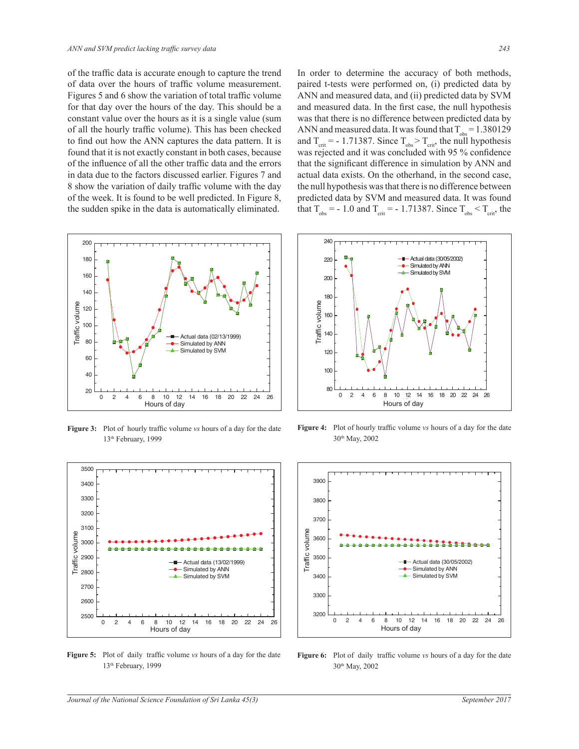of the traffic data is accurate enough to capture the trend of data over the hours of traffic volume measurement. Figures 5 and 6 show the variation of total traffic volume for that day over the hours of the day. This should be a constant value over the hours as it is a single value (sum of all the hourly traffic volume). This has been checked to find out how the ANN captures the data pattern. It is found that it is not exactly constant in both cases, because of the influence of all the other traffic data and the errors in data due to the factors discussed earlier. Figures 7 and 8 show the variation of daily traffic volume with the day of the week. It is found to be well predicted. In Figure 8, the sudden spike in the data is automatically eliminated.

In order to determine the accuracy of both methods, paired t-tests were performed on, (i) predicted data by ANN and measured data, and (ii) predicted data by SVM and measured data. In the first case, the null hypothesis was that there is no difference between predicted data by ANN and measured data. It was found that $T_{obs} = 1.380129$ and $T_{crit} = -1.71387$. Since $T_{obs} > T_{crit}$, the null hypothesis was rejected and it was concluded with 95 % confidence that the significant difference in simulation by ANN and actual data exists. On the otherhand, in the second case, the null hypothesis was that there is no difference between predicted data by SVM and measured data. It was found that $T_{obs} = -1.0$ and $T_{crit} = -1.71387$. Since $T_{obs} < T_{crit}$, the

**Figure 3:** Plot of hourly traffic volume *vs* hours of a day for the date 13th February, 1999

**Figure 4:** Plot of hourly traffic volume *vs* hours of a day for the date 30th May, 2002

**Figure 5:** Plot of daily traffic volume *vs* hours of a day for the date 13th February, 1999

**Figure 6:** Plot of daily traffic volume *vs* hours of a day for the date 30th May, 2002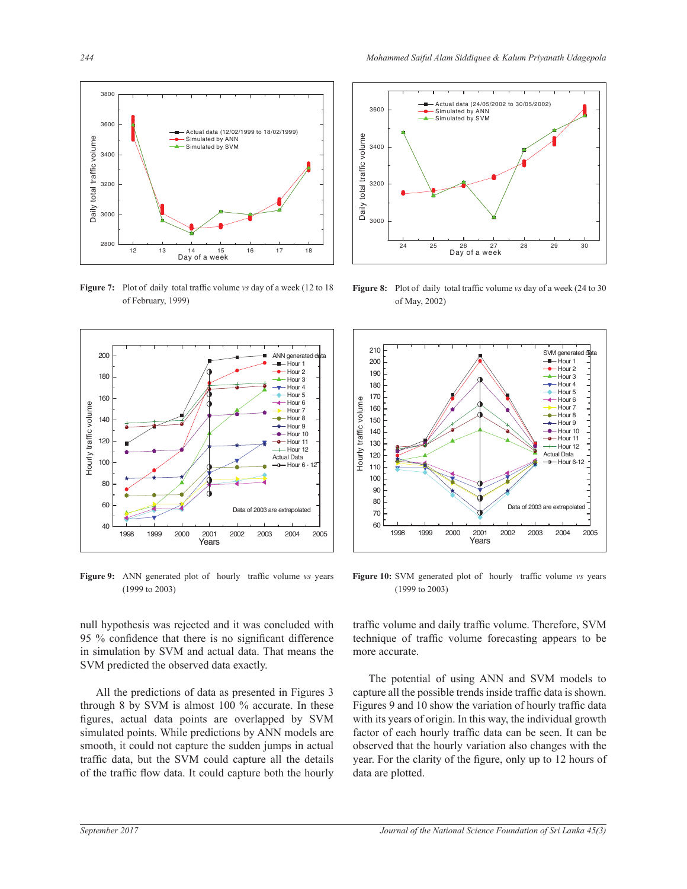**Figure 7:** Plot of daily total traffic volume *vs* day of a week (12 to 18 of February, 1999)

**Figure 8:** Plot of daily total traffic volume *vs* day of a week (24 to 30 of May, 2002)

**Figure 9:** ANN generated plot of hourly traffic volume *vs* years (1999 to 2003)

**Figure 10:** SVM generated plot of hourly traffic volume *vs* years (1999 to 2003)

null hypothesis was rejected and it was concluded with 95 % confidence that there is no significant difference in simulation by SVM and actual data. That means the SVM predicted the observed data exactly.

All the predictions of data as presented in Figures 3 through 8 by SVM is almost 100 % accurate. In these figures, actual data points are overlapped by SVM simulated points. While predictions by ANN models are smooth, it could not capture the sudden jumps in actual traffic data, but the SVM could capture all the details of the traffic flow data. It could capture both the hourly traffic volume and daily traffic volume. Therefore, SVM technique of traffic volume forecasting appears to be more accurate.

The potential of using ANN and SVM models to capture all the possible trends inside traffic data is shown. Figures 9 and 10 show the variation of hourly traffic data with its years of origin. In this way, the individual growth factor of each hourly traffic data can be seen. It can be observed that the hourly variation also changes with the year. For the clarity of the figure, only up to 12 hours of data are plotted.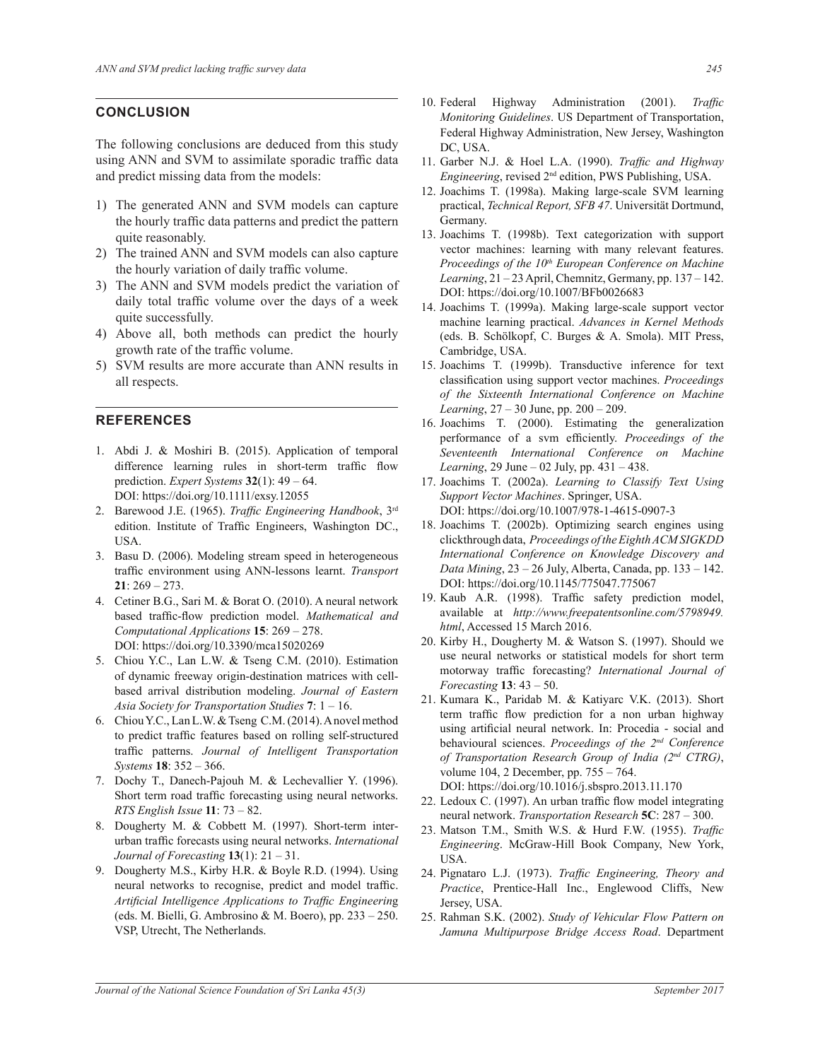## CONCLUSION

The following conclusions are deduced from this study using ANN and SVM to assimilate sporadic traffic data and predict missing data from the models:

1) The generated ANN and SVM models can capture the hourly traffic data patterns and predict the pattern quite reasonably.
2) The trained ANN and SVM models can also capture the hourly variation of daily traffic volume.
3) The ANN and SVM models predict the variation of daily total traffic volume over the days of a week quite successfully.
4) Above all, both methods can predict the hourly growth rate of the traffic volume.
5) SVM results are more accurate than ANN results in all respects.

## REFERENCES

1. Abdi J. & Moshiri B. (2015). Application of temporal difference learning rules in short-term traffic flow prediction. *Expert Systems* **32**(1): 49 – 64. DOI: https://doi.org/10.1111/exsy.12055
2. Barewood J.E. (1965). *Traffic Engineering Handbook*, 3rd edition. Institute of Traffic Engineers, Washington DC., USA.
3. Basu D. (2006). Modeling stream speed in heterogeneous traffic environment using ANN-lessons learnt. *Transport* **21**: 269 – 273.
4. Cetiner B.G., Sari M. & Borat O. (2010). A neural network based traffic-flow prediction model. *Mathematical and Computational Applications* **15**: 269 – 278. DOI: https://doi.org/10.3390/mca15020269
5. Chiou Y.C., Lan L.W. & Tseng C.M. (2010). Estimation of dynamic freeway origin-destination matrices with cell-based arrival distribution modeling. *Journal of Eastern Asia Society for Transportation Studies* **7**: 1 – 16.
6. Chiou Y.C., Lan L.W. & Tseng C.M. (2014). A novel method to predict traffic features based on rolling self-structured traffic patterns. *Journal of Intelligent Transportation Systems* **18**: 352 – 366.
7. Dochy T., Danech-Pajouh M. & Lechevallier Y. (1996). Short term road traffic forecasting using neural networks. *RTS English Issue* **11**: 73 – 82.
8. Dougherty M. & Cobbett M. (1997). Short-term inter-urban traffic forecasts using neural networks. *International Journal of Forecasting* **13**(1): 21 – 31.
9. Dougherty M.S., Kirby H.R. & Boyle R.D. (1994). Using neural networks to recognise, predict and model traffic. *Artificial Intelligence Applications to Traffic Engineering* (eds. M. Bielli, G. Ambrosino & M. Boero), pp. 233 – 250. VSP, Utrecht, The Netherlands.
10. Federal Highway Administration (2001). *Traffic Monitoring Guidelines*. US Department of Transportation, Federal Highway Administration, New Jersey, Washington DC, USA.
11. Garber N.J. & Hoel L.A. (1990). *Traffic and Highway Engineering*, revised 2nd edition, PWS Publishing, USA.
12. Joachims T. (1998a). Making large-scale SVM learning practical, *Technical Report, SFB 47*. Universität Dortmund, Germany.
13. Joachims T. (1998b). Text categorization with support vector machines: learning with many relevant features. *Proceedings of the 10th European Conference on Machine Learning*, 21 – 23 April, Chemnitz, Germany, pp. 137 – 142. DOI: https://doi.org/10.1007/BFb0026683
14. Joachims T. (1999a). Making large-scale support vector machine learning practical. *Advances in Kernel Methods* (eds. B. Schölkopf, C. Burges & A. Smola). MIT Press, Cambridge, USA.
15. Joachims T. (1999b). Transductive inference for text classification using support vector machines. *Proceedings of the Sixteenth International Conference on Machine Learning*, 27 – 30 June, pp. 200 – 209.
16. Joachims T. (2000). Estimating the generalization performance of a svm efficiently. *Proceedings of the Seventeenth International Conference on Machine Learning*, 29 June – 02 July, pp. 431 – 438.
17. Joachims T. (2002a). *Learning to Classify Text Using Support Vector Machines*. Springer, USA. DOI: https://doi.org/10.1007/978-1-4615-0907-3
18. Joachims T. (2002b). Optimizing search engines using clickthrough data, *Proceedings of the Eighth ACM SIGKDD International Conference on Knowledge Discovery and Data Mining*, 23 – 26 July, Alberta, Canada, pp. 133 – 142. DOI: https://doi.org/10.1145/775047.775067
19. Kaub A.R. (1998). Traffic safety prediction model, available at *http://www.freepatentsonline.com/5798949.html*, Accessed 15 March 2016.
20. Kirby H., Dougherty M. & Watson S. (1997). Should we use neural networks or statistical models for short term motorway traffic forecasting? *International Journal of Forecasting* **13**: 43 – 50.
21. Kumara K., Paridab M. & Katiyarc V.K. (2013). Short term traffic flow prediction for a non urban highway using artificial neural network. In: Procedia - social and behavioural sciences. *Proceedings of the 2nd Conference of Transportation Research Group of India (2nd CTRG)*, volume 104, 2 December, pp. 755 – 764. DOI: https://doi.org/10.1016/j.sbspro.2013.11.170
22. Ledoux C. (1997). An urban traffic flow model integrating neural network. *Transportation Research* **5C**: 287 – 300.
23. Matson T.M., Smith W.S. & Hurd F.W. (1955). *Traffic Engineering*. McGraw-Hill Book Company, New York, USA.
24. Pignataro L.J. (1973). *Traffic Engineering, Theory and Practice*, Prentice-Hall Inc., Englewood Cliffs, New Jersey, USA.
25. Rahman S.K. (2002). *Study of Vehicular Flow Pattern on Jamuna Multipurpose Bridge Access Road*. Department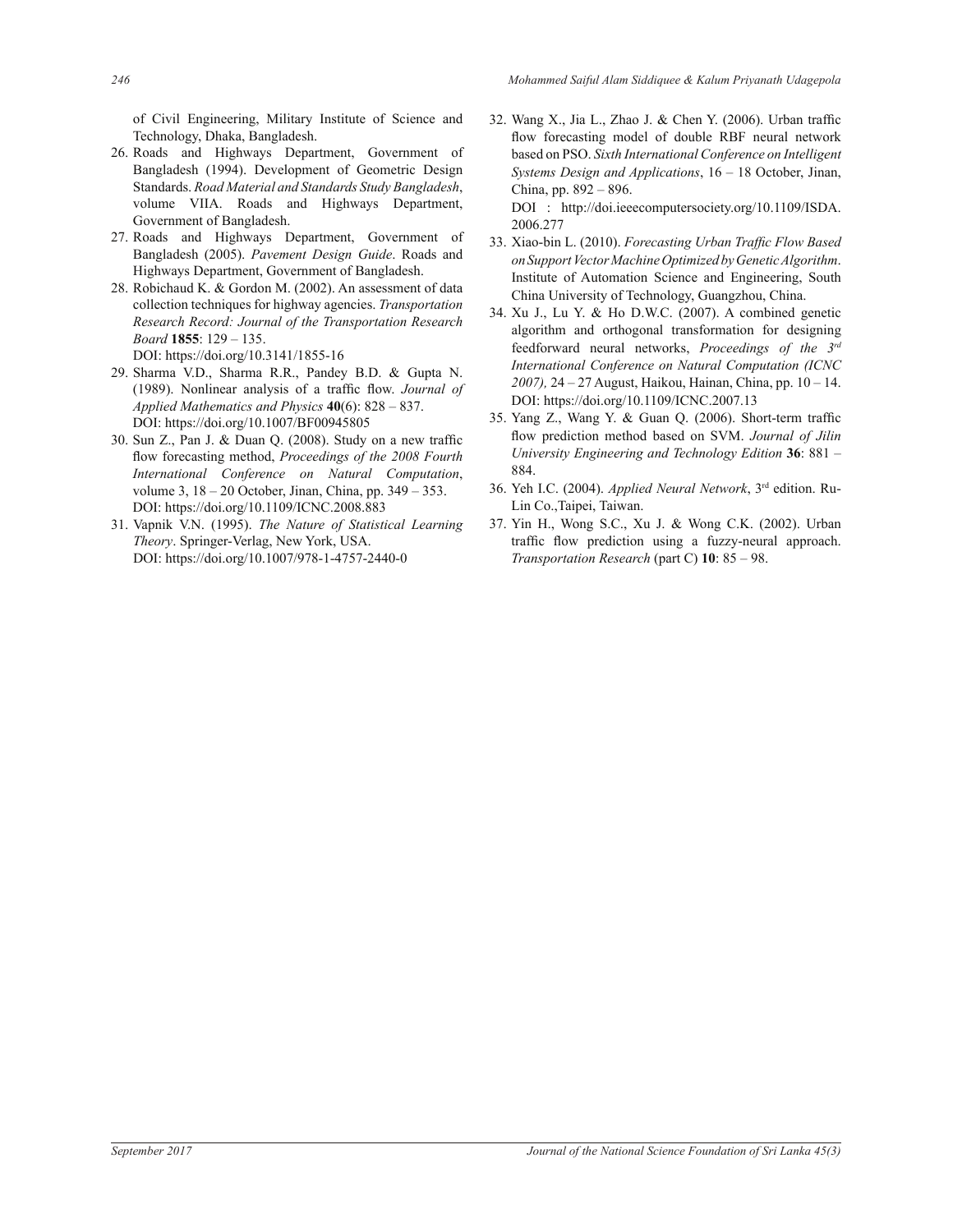of Civil Engineering, Military Institute of Science and Technology, Dhaka, Bangladesh.

26. Roads and Highways Department, Government of Bangladesh (1994). Development of Geometric Design Standards. *Road Material and Standards Study Bangladesh*, volume VIIA. Roads and Highways Department, Government of Bangladesh.
27. Roads and Highways Department, Government of Bangladesh (2005). *Pavement Design Guide*. Roads and Highways Department, Government of Bangladesh.
28. Robichaud K. & Gordon M. (2002). An assessment of data collection techniques for highway agencies. *Transportation Research Record: Journal of the Transportation Research Board* **1855**: 129 – 135.
    DOI: https://doi.org/10.3141/1855-16
29. Sharma V.D., Sharma R.R., Pandey B.D. & Gupta N. (1989). Nonlinear analysis of a traffic flow. *Journal of Applied Mathematics and Physics* **40**(6): 828 – 837.
    DOI: https://doi.org/10.1007/BF00945805
30. Sun Z., Pan J. & Duan Q. (2008). Study on a new traffic flow forecasting method, *Proceedings of the 2008 Fourth International Conference on Natural Computation*, volume 3, 18 – 20 October, Jinan, China, pp. 349 – 353.
    DOI: https://doi.org/10.1109/ICNC.2008.883
31. Vapnik V.N. (1995). *The Nature of Statistical Learning Theory*. Springer-Verlag, New York, USA.
    DOI: https://doi.org/10.1007/978-1-4757-2440-0
32. Wang X., Jia L., Zhao J. & Chen Y. (2006). Urban traffic flow forecasting model of double RBF neural network based on PSO. *Sixth International Conference on Intelligent Systems Design and Applications*, 16 – 18 October, Jinan, China, pp. 892 – 896.
    DOI : http://doi.ieeecomputersociety.org/10.1109/ISDA.2006.277
33. Xiao-bin L. (2010). *Forecasting Urban Traffic Flow Based on Support Vector Machine Optimized by Genetic Algorithm*. Institute of Automation Science and Engineering, South China University of Technology, Guangzhou, China.
34. Xu J., Lu Y. & Ho D.W.C. (2007). A combined genetic algorithm and orthogonal transformation for designing feedforward neural networks, *Proceedings of the 3rd International Conference on Natural Computation (ICNC 2007),* 24 – 27 August, Haikou, Hainan, China, pp. 10 – 14.
    DOI: https://doi.org/10.1109/ICNC.2007.13
35. Yang Z., Wang Y. & Guan Q. (2006). Short-term traffic flow prediction method based on SVM. *Journal of Jilin University Engineering and Technology Edition* **36**: 881 – 884.
36. Yeh I.C. (2004). *Applied Neural Network*, 3rd edition. Ru-Lin Co.,Taipei, Taiwan.
37. Yin H., Wong S.C., Xu J. & Wong C.K. (2002). Urban traffic flow prediction using a fuzzy-neural approach. *Transportation Research* (part C) **10**: 85 – 98.